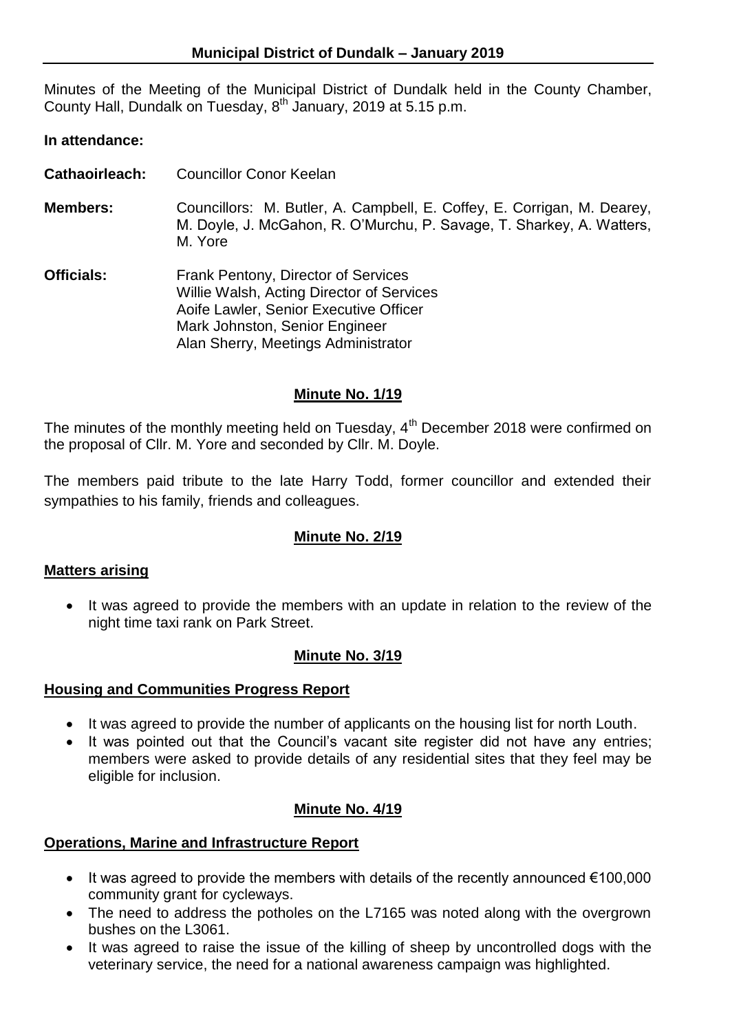# Municipal District of Dundalk – January 2019

Minutes of the Meeting of the Municipal District of Dundalk held in the County Chamber, County Hall, Dundalk on Tuesday, 8th January, 2019 at 5.15 p.m.

**In attendance:**

| | |
|---|---|
| **Cathaoirleach:** | Councillor Conor Keelan |
| **Members:** | Councillors: M. Butler, A. Campbell, E. Coffey, E. Corrigan, M. Dearey, M. Doyle, J. McGahon, R. O'Murchu, P. Savage, T. Sharkey, A. Watters, M. Yore |
| **Officials:** | Frank Pentony, Director of Services<br>Willie Walsh, Acting Director of Services<br>Aoife Lawler, Senior Executive Officer<br>Mark Johnston, Senior Engineer<br>Alan Sherry, Meetings Administrator |

## Minute No. 1/19

The minutes of the monthly meeting held on Tuesday, 4th December 2018 were confirmed on the proposal of Cllr. M. Yore and seconded by Cllr. M. Doyle.

The members paid tribute to the late Harry Todd, former councillor and extended their sympathies to his family, friends and colleagues.

## Minute No. 2/19

### Matters arising

- It was agreed to provide the members with an update in relation to the review of the night time taxi rank on Park Street.

## Minute No. 3/19

### Housing and Communities Progress Report

- It was agreed to provide the number of applicants on the housing list for north Louth.
- It was pointed out that the Council's vacant site register did not have any entries; members were asked to provide details of any residential sites that they feel may be eligible for inclusion.

## Minute No. 4/19

### Operations, Marine and Infrastructure Report

- It was agreed to provide the members with details of the recently announced €100,000 community grant for cycleways.
- The need to address the potholes on the L7165 was noted along with the overgrown bushes on the L3061.
- It was agreed to raise the issue of the killing of sheep by uncontrolled dogs with the veterinary service, the need for a national awareness campaign was highlighted.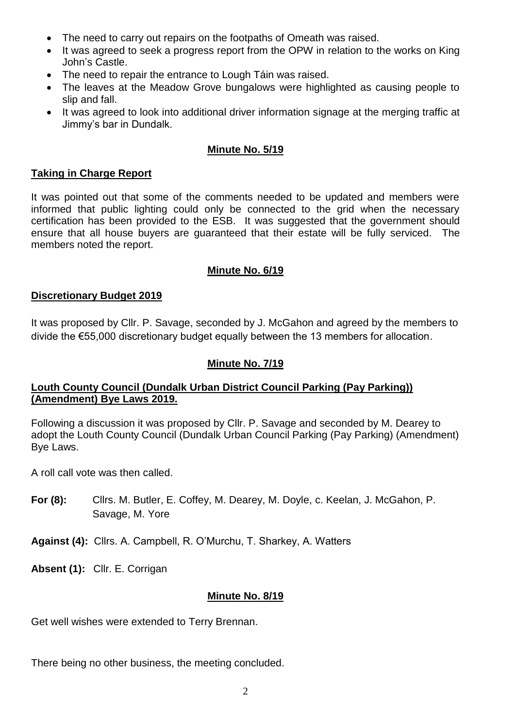- The need to carry out repairs on the footpaths of Omeath was raised.
- It was agreed to seek a progress report from the OPW in relation to the works on King John's Castle.
- The need to repair the entrance to Lough Táin was raised.
- The leaves at the Meadow Grove bungalows were highlighted as causing people to slip and fall.
- It was agreed to look into additional driver information signage at the merging traffic at Jimmy's bar in Dundalk.

**Minute No. 5/19**

**Taking in Charge Report**

It was pointed out that some of the comments needed to be updated and members were informed that public lighting could only be connected to the grid when the necessary certification has been provided to the ESB. It was suggested that the government should ensure that all house buyers are guaranteed that their estate will be fully serviced. The members noted the report.

**Minute No. 6/19**

**Discretionary Budget 2019**

It was proposed by Cllr. P. Savage, seconded by J. McGahon and agreed by the members to divide the €55,000 discretionary budget equally between the 13 members for allocation.

**Minute No. 7/19**

**Louth County Council (Dundalk Urban District Council Parking (Pay Parking)) (Amendment) Bye Laws 2019.**

Following a discussion it was proposed by Cllr. P. Savage and seconded by M. Dearey to adopt the Louth County Council (Dundalk Urban Council Parking (Pay Parking) (Amendment) Bye Laws.

A roll call vote was then called.

**For (8):** Cllrs. M. Butler, E. Coffey, M. Dearey, M. Doyle, c. Keelan, J. McGahon, P. Savage, M. Yore

**Against (4):** Cllrs. A. Campbell, R. O'Murchu, T. Sharkey, A. Watters

**Absent (1):** Cllr. E. Corrigan

**Minute No. 8/19**

Get well wishes were extended to Terry Brennan.

There being no other business, the meeting concluded.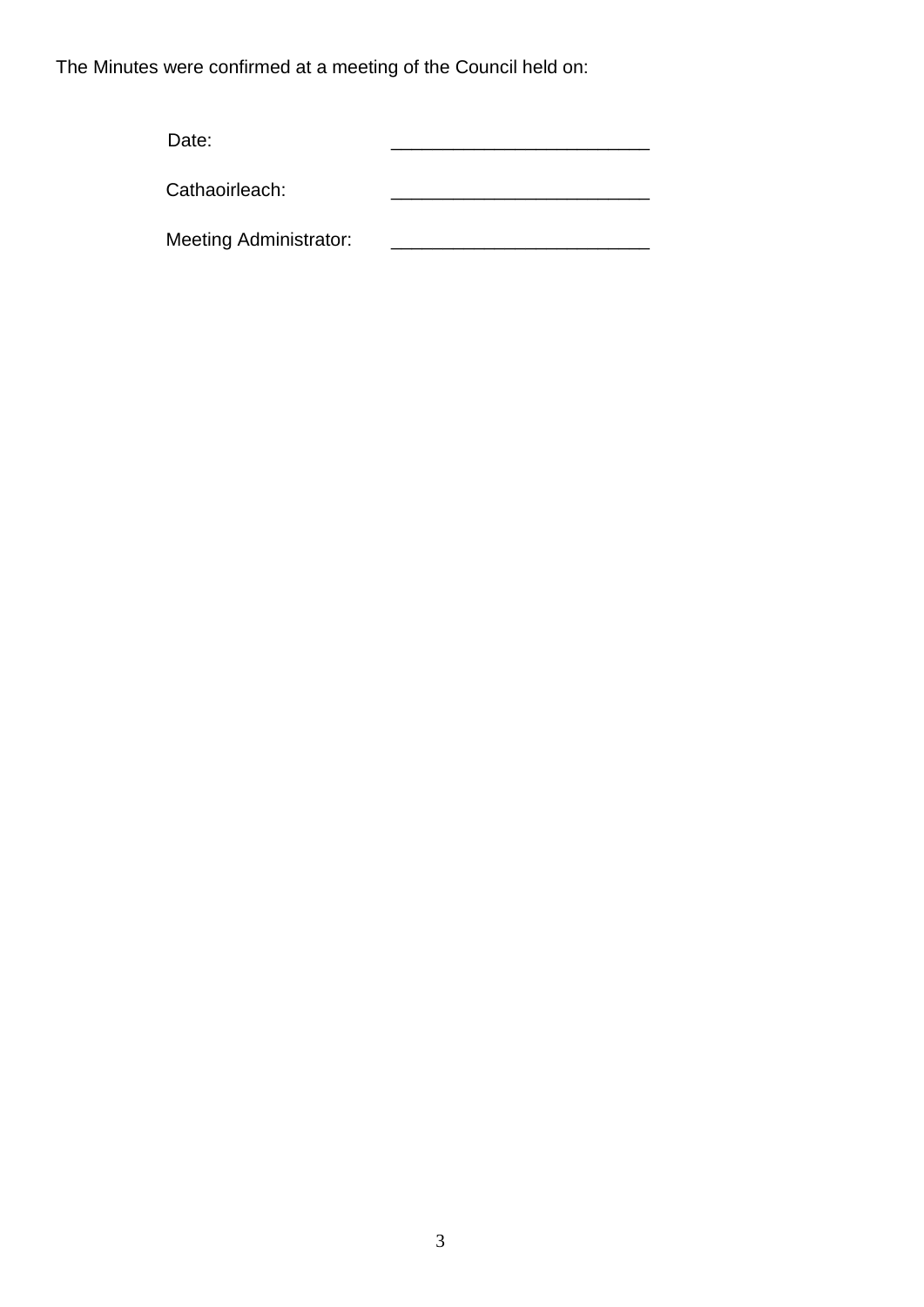The Minutes were confirmed at a meeting of the Council held on:

Date: ________________________

Cathaoirleach: ________________________

Meeting Administrator: ________________________